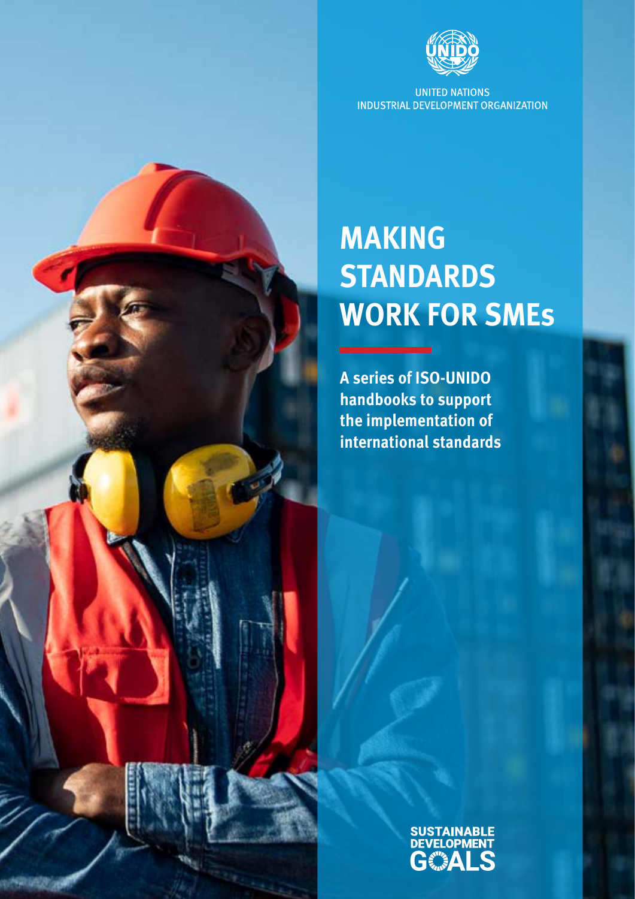UNITED NATIONS
INDUSTRIAL DEVELOPMENT ORGANIZATION

# MAKING STANDARDS WORK FOR SMEs

**A series of ISO-UNIDO handbooks to support the implementation of international standards**

SUSTAINABLE DEVELOPMENT GOALS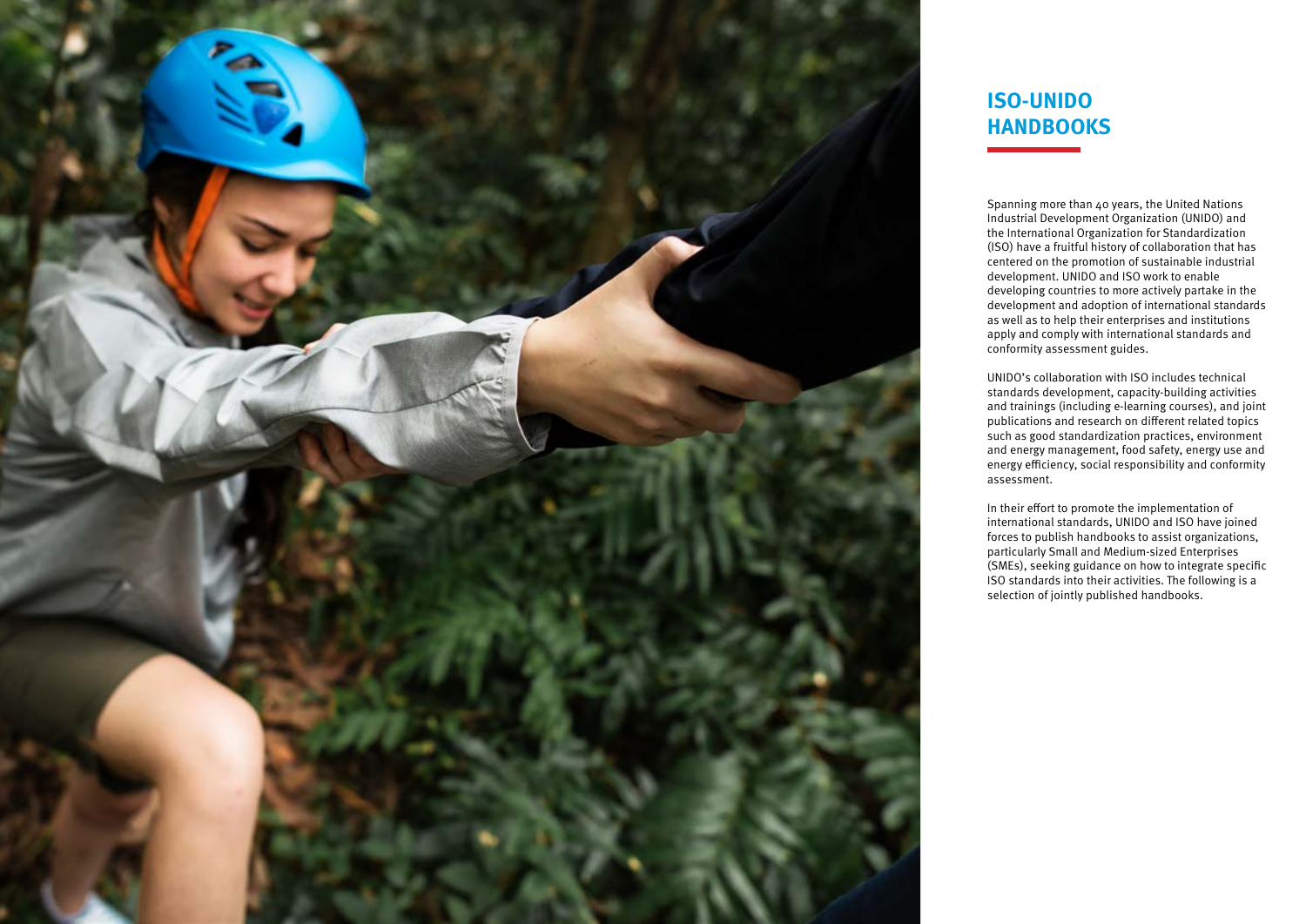# ISO-UNIDO HANDBOOKS

Spanning more than 40 years, the United Nations Industrial Development Organization (UNIDO) and the International Organization for Standardization (ISO) have a fruitful history of collaboration that has centered on the promotion of sustainable industrial development. UNIDO and ISO work to enable developing countries to more actively partake in the development and adoption of international standards as well as to help their enterprises and institutions apply and comply with international standards and conformity assessment guides.

UNIDO's collaboration with ISO includes technical standards development, capacity-building activities and trainings (including e-learning courses), and joint publications and research on different related topics such as good standardization practices, environment and energy management, food safety, energy use and energy efficiency, social responsibility and conformity assessment.

In their effort to promote the implementation of international standards, UNIDO and ISO have joined forces to publish handbooks to assist organizations, particularly Small and Medium-sized Enterprises (SMEs), seeking guidance on how to integrate specific ISO standards into their activities. The following is a selection of jointly published handbooks.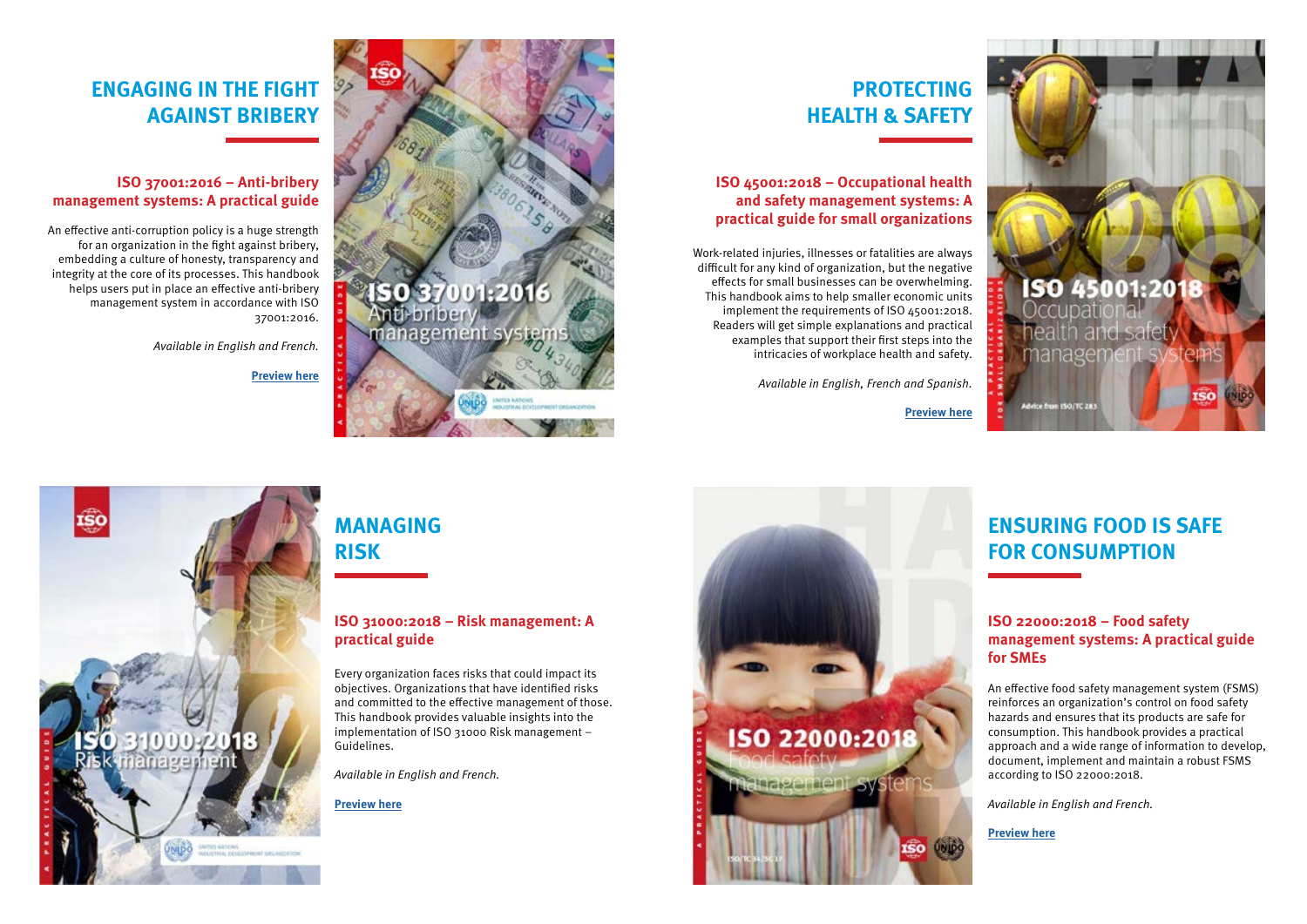## ENGAGING IN THE FIGHT AGAINST BRIBERY

### ISO 37001:2016 – Anti-bribery management systems: A practical guide

An effective anti-corruption policy is a huge strength for an organization in the fight against bribery, embedding a culture of honesty, transparency and integrity at the core of its processes. This handbook helps users put in place an effective anti-bribery management system in accordance with ISO 37001:2016.

*Available in English and French.*

**Preview here**

## PROTECTING HEALTH & SAFETY

### ISO 45001:2018 – Occupational health and safety management systems: A practical guide for small organizations

Work-related injuries, illnesses or fatalities are always difficult for any kind of organization, but the negative effects for small businesses can be overwhelming. This handbook aims to help smaller economic units implement the requirements of ISO 45001:2018. Readers will get simple explanations and practical examples that support their first steps into the intricacies of workplace health and safety.

*Available in English, French and Spanish.*

**Preview here**

## MANAGING RISK

### ISO 31000:2018 – Risk management: A practical guide

Every organization faces risks that could impact its objectives. Organizations that have identified risks and committed to the effective management of those. This handbook provides valuable insights into the implementation of ISO 31000 Risk management – Guidelines.

*Available in English and French.*

**Preview here**

## ENSURING FOOD IS SAFE FOR CONSUMPTION

### ISO 22000:2018 – Food safety management systems: A practical guide for SMEs

An effective food safety management system (FSMS) reinforces an organization's control on food safety hazards and ensures that its products are safe for consumption. This handbook provides a practical approach and a wide range of information to develop, document, implement and maintain a robust FSMS according to ISO 22000:2018.

*Available in English and French.*

**Preview here**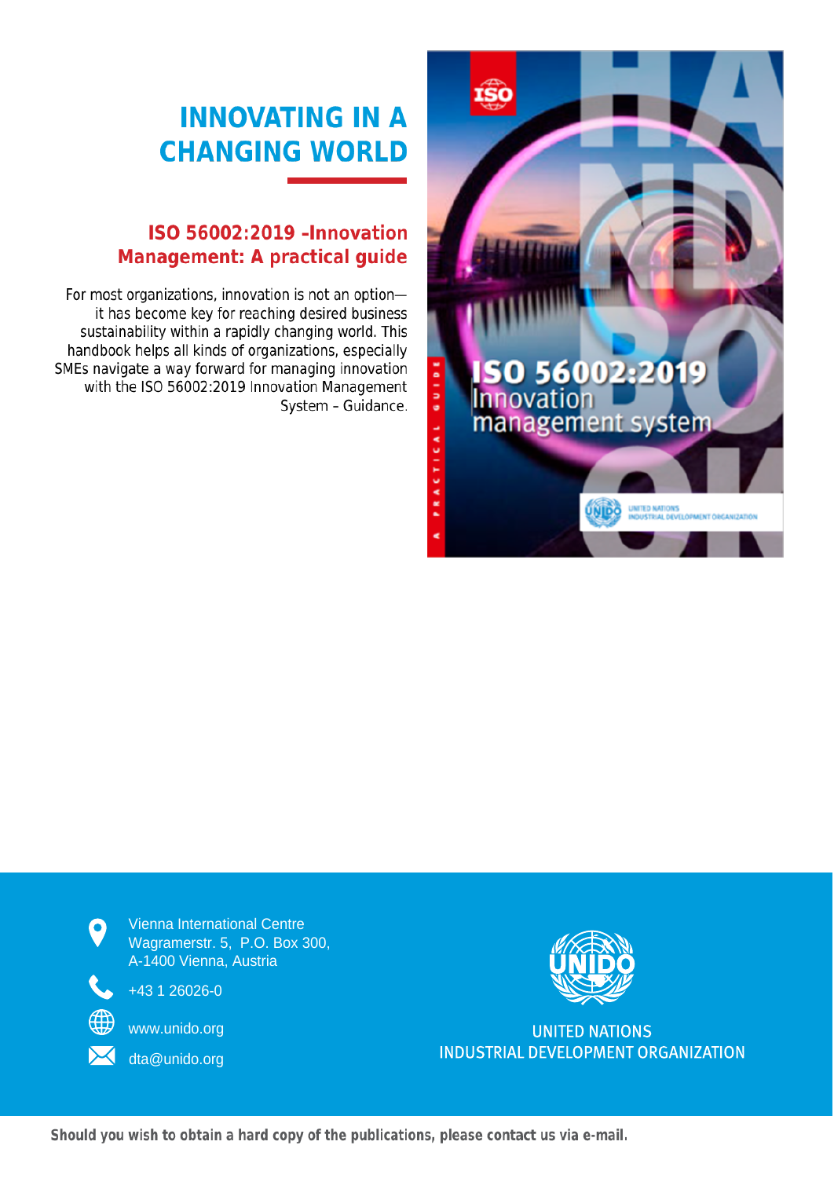# INNOVATING IN A CHANGING WORLD

## ISO 56002:2019 -Innovation Management: A practical guide

For most organizations, innovation is not an option—it has become key for reaching desired business sustainability within a rapidly changing world. This handbook helps all kinds of organizations, especially SMEs navigate a way forward for managing innovation with the ISO 56002:2019 Innovation Management System - Guidance.

Vienna International Centre
Wagramerstr. 5, P.O. Box 300,
A-1400 Vienna, Austria

+43 1 26026-0

www.unido.org

dta@unido.org

UNITED NATIONS
INDUSTRIAL DEVELOPMENT ORGANIZATION

**Should you wish to obtain a hard copy of the publications, please contact us via e-mail.**